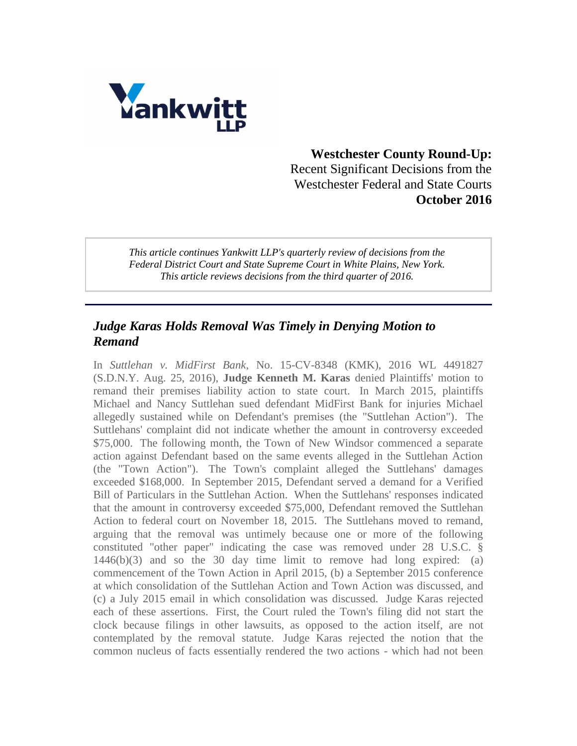Yankwitt LLP

**Westchester County Round-Up:**
Recent Significant Decisions from the Westchester Federal and State Courts
**October 2016**

*This article continues Yankwitt LLP's quarterly review of decisions from the Federal District Court and State Supreme Court in White Plains, New York. This article reviews decisions from the third quarter of 2016.*

---

## *Judge Karas Holds Removal Was Timely in Denying Motion to Remand*

In *Suttlehan v. MidFirst Bank*, No. 15-CV-8348 (KMK), 2016 WL 4491827 (S.D.N.Y. Aug. 25, 2016), **Judge Kenneth M. Karas** denied Plaintiffs' motion to remand their premises liability action to state court. In March 2015, plaintiffs Michael and Nancy Suttlehan sued defendant MidFirst Bank for injuries Michael allegedly sustained while on Defendant's premises (the "Suttlehan Action"). The Suttlehans' complaint did not indicate whether the amount in controversy exceeded $75,000. The following month, the Town of New Windsor commenced a separate action against Defendant based on the same events alleged in the Suttlehan Action (the "Town Action"). The Town's complaint alleged the Suttlehans' damages exceeded $168,000. In September 2015, Defendant served a demand for a Verified Bill of Particulars in the Suttlehan Action. When the Suttlehans' responses indicated that the amount in controversy exceeded $75,000, Defendant removed the Suttlehan Action to federal court on November 18, 2015. The Suttlehans moved to remand, arguing that the removal was untimely because one or more of the following constituted "other paper" indicating the case was removed under 28 U.S.C. § 1446(b)(3) and so the 30 day time limit to remove had long expired: (a) commencement of the Town Action in April 2015, (b) a September 2015 conference at which consolidation of the Suttlehan Action and Town Action was discussed, and (c) a July 2015 email in which consolidation was discussed. Judge Karas rejected each of these assertions. First, the Court ruled the Town's filing did not start the clock because filings in other lawsuits, as opposed to the action itself, are not contemplated by the removal statute. Judge Karas rejected the notion that the common nucleus of facts essentially rendered the two actions - which had not been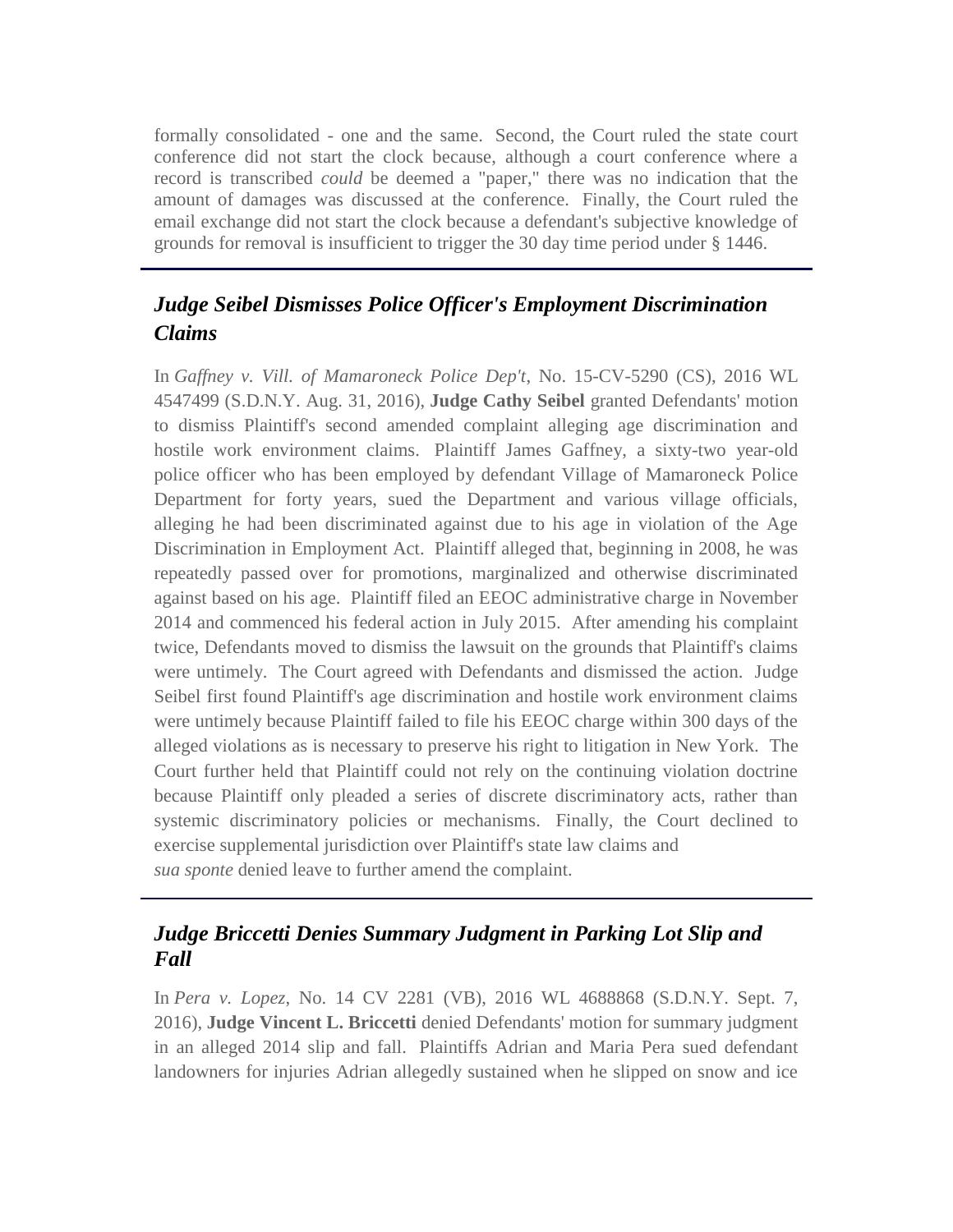formally consolidated - one and the same. Second, the Court ruled the state court conference did not start the clock because, although a court conference where a record is transcribed *could* be deemed a "paper," there was no indication that the amount of damages was discussed at the conference. Finally, the Court ruled the email exchange did not start the clock because a defendant's subjective knowledge of grounds for removal is insufficient to trigger the 30 day time period under § 1446.

---

## *Judge Seibel Dismisses Police Officer's Employment Discrimination Claims*

In *Gaffney v. Vill. of Mamaroneck Police Dep't*, No. 15-CV-5290 (CS), 2016 WL 4547499 (S.D.N.Y. Aug. 31, 2016), **Judge Cathy Seibel** granted Defendants' motion to dismiss Plaintiff's second amended complaint alleging age discrimination and hostile work environment claims. Plaintiff James Gaffney, a sixty-two year-old police officer who has been employed by defendant Village of Mamaroneck Police Department for forty years, sued the Department and various village officials, alleging he had been discriminated against due to his age in violation of the Age Discrimination in Employment Act. Plaintiff alleged that, beginning in 2008, he was repeatedly passed over for promotions, marginalized and otherwise discriminated against based on his age. Plaintiff filed an EEOC administrative charge in November 2014 and commenced his federal action in July 2015. After amending his complaint twice, Defendants moved to dismiss the lawsuit on the grounds that Plaintiff's claims were untimely. The Court agreed with Defendants and dismissed the action. Judge Seibel first found Plaintiff's age discrimination and hostile work environment claims were untimely because Plaintiff failed to file his EEOC charge within 300 days of the alleged violations as is necessary to preserve his right to litigation in New York. The Court further held that Plaintiff could not rely on the continuing violation doctrine because Plaintiff only pleaded a series of discrete discriminatory acts, rather than systemic discriminatory policies or mechanisms. Finally, the Court declined to exercise supplemental jurisdiction over Plaintiff's state law claims and *sua sponte* denied leave to further amend the complaint.

---

## *Judge Briccetti Denies Summary Judgment in Parking Lot Slip and Fall*

In *Pera v. Lopez*, No. 14 CV 2281 (VB), 2016 WL 4688868 (S.D.N.Y. Sept. 7, 2016), **Judge Vincent L. Briccetti** denied Defendants' motion for summary judgment in an alleged 2014 slip and fall. Plaintiffs Adrian and Maria Pera sued defendant landowners for injuries Adrian allegedly sustained when he slipped on snow and ice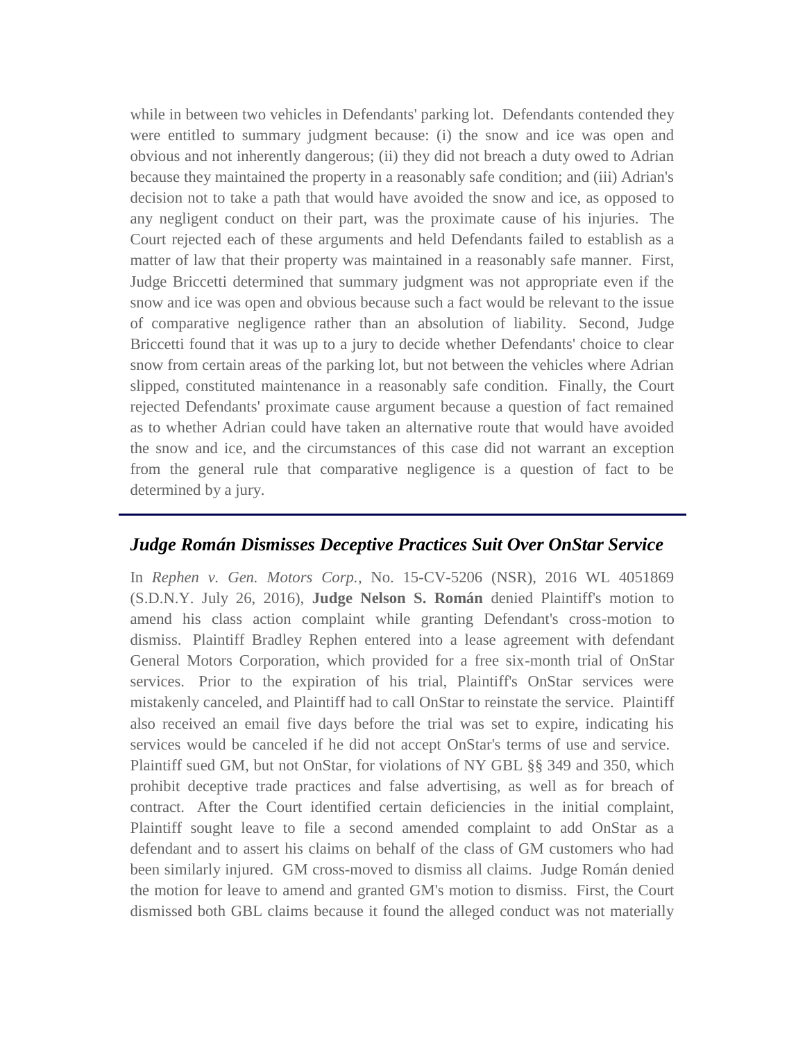while in between two vehicles in Defendants' parking lot. Defendants contended they were entitled to summary judgment because: (i) the snow and ice was open and obvious and not inherently dangerous; (ii) they did not breach a duty owed to Adrian because they maintained the property in a reasonably safe condition; and (iii) Adrian's decision not to take a path that would have avoided the snow and ice, as opposed to any negligent conduct on their part, was the proximate cause of his injuries. The Court rejected each of these arguments and held Defendants failed to establish as a matter of law that their property was maintained in a reasonably safe manner. First, Judge Briccetti determined that summary judgment was not appropriate even if the snow and ice was open and obvious because such a fact would be relevant to the issue of comparative negligence rather than an absolution of liability. Second, Judge Briccetti found that it was up to a jury to decide whether Defendants' choice to clear snow from certain areas of the parking lot, but not between the vehicles where Adrian slipped, constituted maintenance in a reasonably safe condition. Finally, the Court rejected Defendants' proximate cause argument because a question of fact remained as to whether Adrian could have taken an alternative route that would have avoided the snow and ice, and the circumstances of this case did not warrant an exception from the general rule that comparative negligence is a question of fact to be determined by a jury.

---

## *Judge Román Dismisses Deceptive Practices Suit Over OnStar Service*

In *Rephen v. Gen. Motors Corp.*, No. 15-CV-5206 (NSR), 2016 WL 4051869 (S.D.N.Y. July 26, 2016), **Judge Nelson S. Román** denied Plaintiff's motion to amend his class action complaint while granting Defendant's cross-motion to dismiss. Plaintiff Bradley Rephen entered into a lease agreement with defendant General Motors Corporation, which provided for a free six-month trial of OnStar services. Prior to the expiration of his trial, Plaintiff's OnStar services were mistakenly canceled, and Plaintiff had to call OnStar to reinstate the service. Plaintiff also received an email five days before the trial was set to expire, indicating his services would be canceled if he did not accept OnStar's terms of use and service. Plaintiff sued GM, but not OnStar, for violations of NY GBL §§ 349 and 350, which prohibit deceptive trade practices and false advertising, as well as for breach of contract. After the Court identified certain deficiencies in the initial complaint, Plaintiff sought leave to file a second amended complaint to add OnStar as a defendant and to assert his claims on behalf of the class of GM customers who had been similarly injured. GM cross-moved to dismiss all claims. Judge Román denied the motion for leave to amend and granted GM's motion to dismiss. First, the Court dismissed both GBL claims because it found the alleged conduct was not materially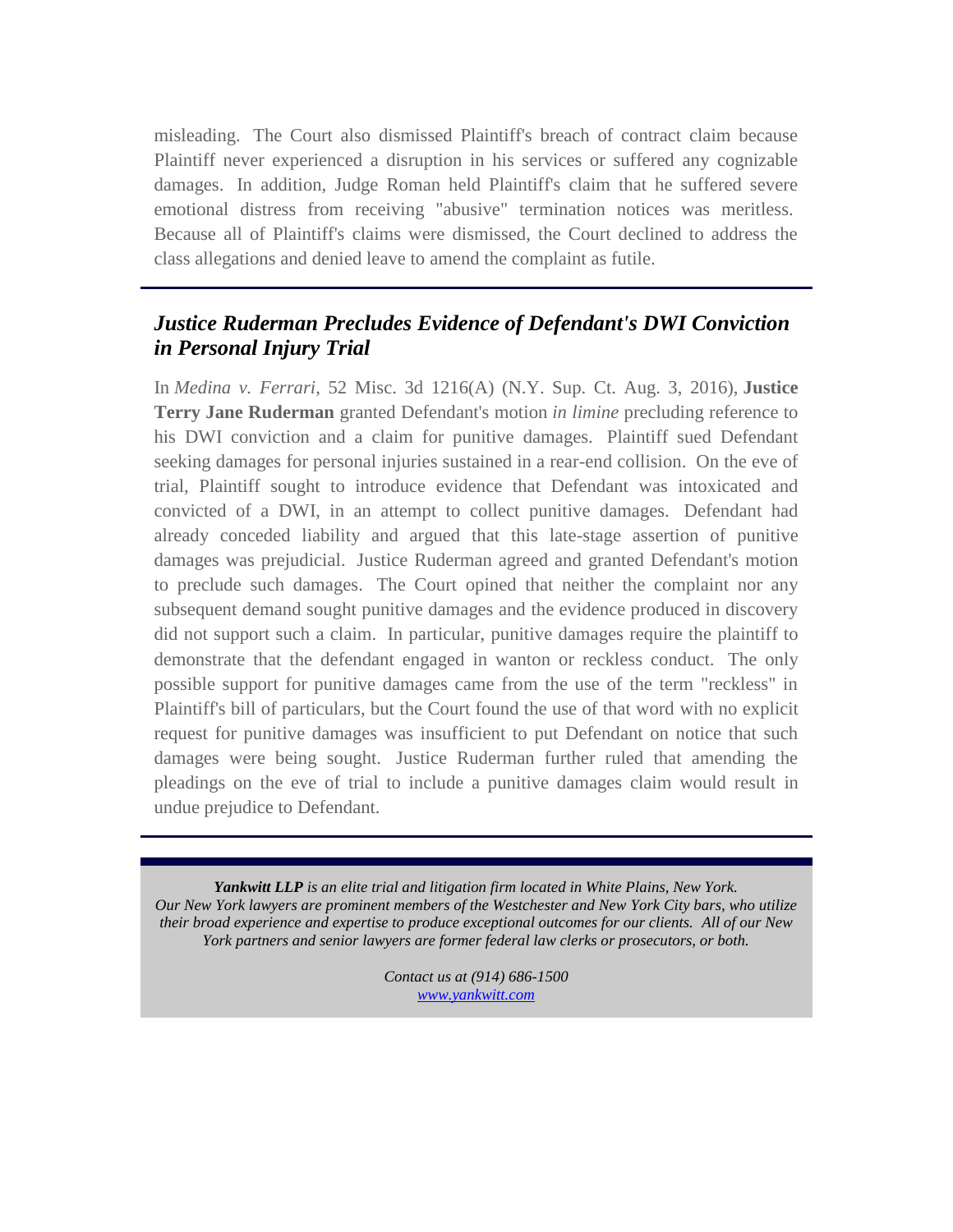misleading. The Court also dismissed Plaintiff's breach of contract claim because Plaintiff never experienced a disruption in his services or suffered any cognizable damages. In addition, Judge Roman held Plaintiff's claim that he suffered severe emotional distress from receiving "abusive" termination notices was meritless. Because all of Plaintiff's claims were dismissed, the Court declined to address the class allegations and denied leave to amend the complaint as futile.

---

## *Justice Ruderman Precludes Evidence of Defendant's DWI Conviction in Personal Injury Trial*

In *Medina v. Ferrari*, 52 Misc. 3d 1216(A) (N.Y. Sup. Ct. Aug. 3, 2016), **Justice Terry Jane Ruderman** granted Defendant's motion *in limine* precluding reference to his DWI conviction and a claim for punitive damages. Plaintiff sued Defendant seeking damages for personal injuries sustained in a rear-end collision. On the eve of trial, Plaintiff sought to introduce evidence that Defendant was intoxicated and convicted of a DWI, in an attempt to collect punitive damages. Defendant had already conceded liability and argued that this late-stage assertion of punitive damages was prejudicial. Justice Ruderman agreed and granted Defendant's motion to preclude such damages. The Court opined that neither the complaint nor any subsequent demand sought punitive damages and the evidence produced in discovery did not support such a claim. In particular, punitive damages require the plaintiff to demonstrate that the defendant engaged in wanton or reckless conduct. The only possible support for punitive damages came from the use of the term "reckless" in Plaintiff's bill of particulars, but the Court found the use of that word with no explicit request for punitive damages was insufficient to put Defendant on notice that such damages were being sought. Justice Ruderman further ruled that amending the pleadings on the eve of trial to include a punitive damages claim would result in undue prejudice to Defendant.

---

***Yankwitt LLP** is an elite trial and litigation firm located in White Plains, New York. Our New York lawyers are prominent members of the Westchester and New York City bars, who utilize their broad experience and expertise to produce exceptional outcomes for our clients. All of our New York partners and senior lawyers are former federal law clerks or prosecutors, or both.*

*Contact us at (914) 686-1500*
*[www.yankwitt.com](http://www.yankwitt.com)*